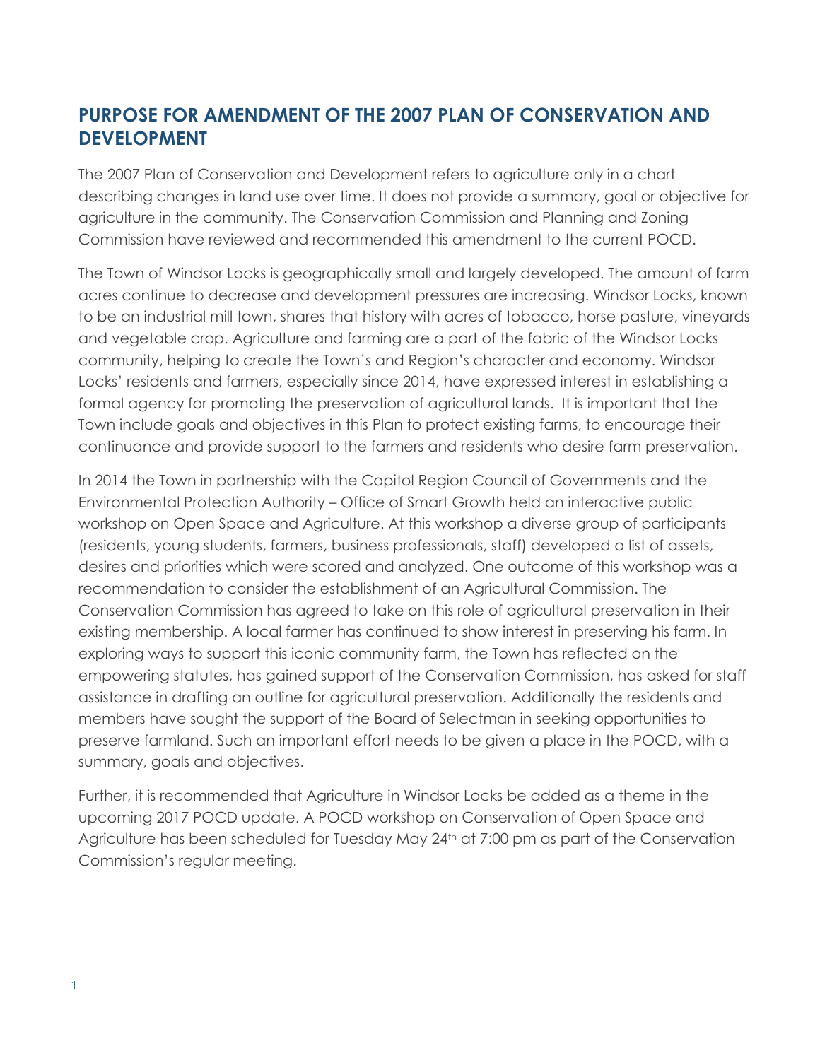## PURPOSE FOR AMENDMENT OF THE 2007 PLAN OF CONSERVATION AND DEVELOPMENT

The 2007 Plan of Conservation and Development refers to agriculture only in a chart describing changes in land use over time. It does not provide a summary, goal or objective for agriculture in the community. The Conservation Commission and Planning and Zoning Commission have reviewed and recommended this amendment to the current POCD.

The Town of Windsor Locks is geographically small and largely developed. The amount of farm acres continue to decrease and development pressures are increasing. Windsor Locks, known to be an industrial mill town, shares that history with acres of tobacco, horse pasture, vineyards and vegetable crop. Agriculture and farming are a part of the fabric of the Windsor Locks community, helping to create the Town's and Region's character and economy. Windsor Locks' residents and farmers, especially since 2014, have expressed interest in establishing a formal agency for promoting the preservation of agricultural lands. It is important that the Town include goals and objectives in this Plan to protect existing farms, to encourage their continuance and provide support to the farmers and residents who desire farm preservation.

In 2014 the Town in partnership with the Capitol Region Council of Governments and the Environmental Protection Authority – Office of Smart Growth held an interactive public workshop on Open Space and Agriculture. At this workshop a diverse group of participants (residents, young students, farmers, business professionals, staff) developed a list of assets, desires and priorities which were scored and analyzed. One outcome of this workshop was a recommendation to consider the establishment of an Agricultural Commission. The Conservation Commission has agreed to take on this role of agricultural preservation in their existing membership. A local farmer has continued to show interest in preserving his farm. In exploring ways to support this iconic community farm, the Town has reflected on the empowering statutes, has gained support of the Conservation Commission, has asked for staff assistance in drafting an outline for agricultural preservation. Additionally the residents and members have sought the support of the Board of Selectman in seeking opportunities to preserve farmland. Such an important effort needs to be given a place in the POCD, with a summary, goals and objectives.

Further, it is recommended that Agriculture in Windsor Locks be added as a theme in the upcoming 2017 POCD update. A POCD workshop on Conservation of Open Space and Agriculture has been scheduled for Tuesday May 24th at 7:00 pm as part of the Conservation Commission's regular meeting.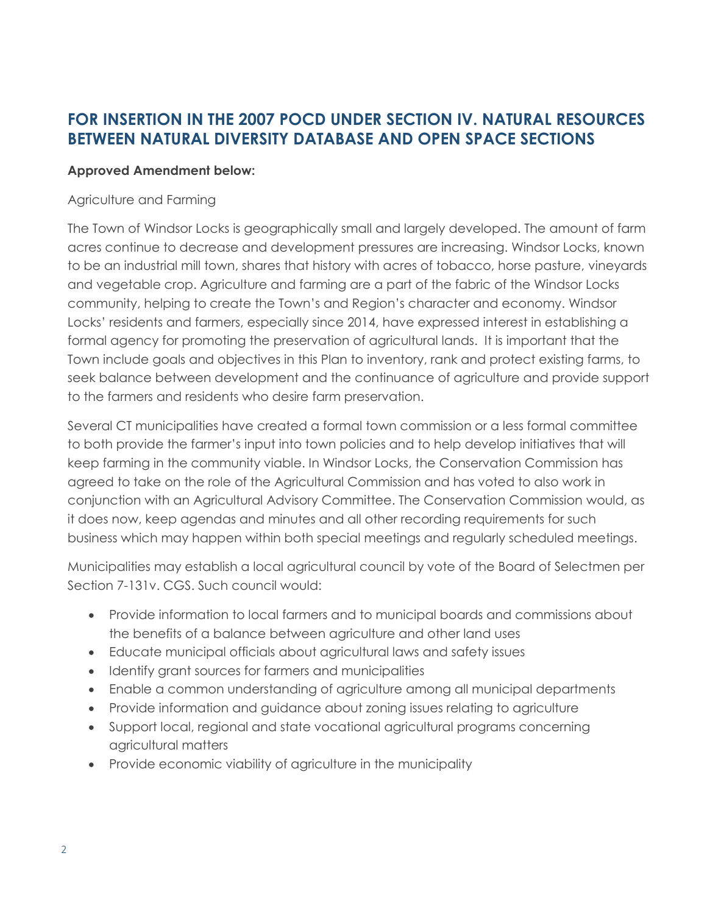## FOR INSERTION IN THE 2007 POCD UNDER SECTION IV. NATURAL RESOURCES BETWEEN NATURAL DIVERSITY DATABASE AND OPEN SPACE SECTIONS

**Approved Amendment below:**

Agriculture and Farming

The Town of Windsor Locks is geographically small and largely developed. The amount of farm acres continue to decrease and development pressures are increasing. Windsor Locks, known to be an industrial mill town, shares that history with acres of tobacco, horse pasture, vineyards and vegetable crop. Agriculture and farming are a part of the fabric of the Windsor Locks community, helping to create the Town's and Region's character and economy. Windsor Locks' residents and farmers, especially since 2014, have expressed interest in establishing a formal agency for promoting the preservation of agricultural lands. It is important that the Town include goals and objectives in this Plan to inventory, rank and protect existing farms, to seek balance between development and the continuance of agriculture and provide support to the farmers and residents who desire farm preservation.

Several CT municipalities have created a formal town commission or a less formal committee to both provide the farmer's input into town policies and to help develop initiatives that will keep farming in the community viable. In Windsor Locks, the Conservation Commission has agreed to take on the role of the Agricultural Commission and has voted to also work in conjunction with an Agricultural Advisory Committee. The Conservation Commission would, as it does now, keep agendas and minutes and all other recording requirements for such business which may happen within both special meetings and regularly scheduled meetings.

Municipalities may establish a local agricultural council by vote of the Board of Selectmen per Section 7-131v. CGS. Such council would:

- Provide information to local farmers and to municipal boards and commissions about the benefits of a balance between agriculture and other land uses
- Educate municipal officials about agricultural laws and safety issues
- Identify grant sources for farmers and municipalities
- Enable a common understanding of agriculture among all municipal departments
- Provide information and guidance about zoning issues relating to agriculture
- Support local, regional and state vocational agricultural programs concerning agricultural matters
- Provide economic viability of agriculture in the municipality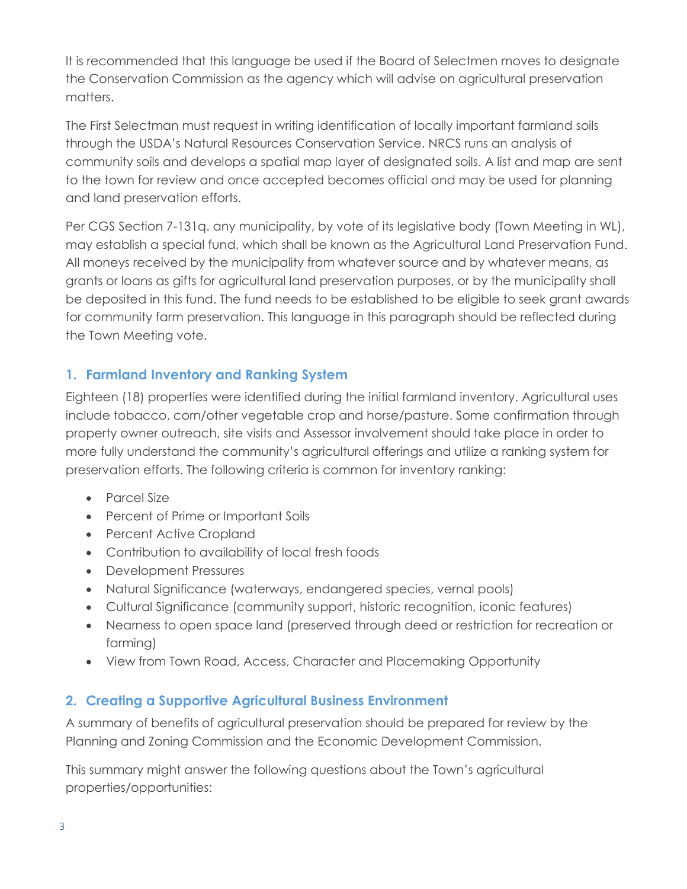It is recommended that this language be used if the Board of Selectmen moves to designate the Conservation Commission as the agency which will advise on agricultural preservation matters.

The First Selectman must request in writing identification of locally important farmland soils through the USDA's Natural Resources Conservation Service. NRCS runs an analysis of community soils and develops a spatial map layer of designated soils. A list and map are sent to the town for review and once accepted becomes official and may be used for planning and land preservation efforts.

Per CGS Section 7-131q. any municipality, by vote of its legislative body (Town Meeting in WL), may establish a special fund, which shall be known as the Agricultural Land Preservation Fund. All moneys received by the municipality from whatever source and by whatever means, as grants or loans as gifts for agricultural land preservation purposes, or by the municipality shall be deposited in this fund. The fund needs to be established to be eligible to seek grant awards for community farm preservation. This language in this paragraph should be reflected during the Town Meeting vote.

## 1. Farmland Inventory and Ranking System

Eighteen (18) properties were identified during the initial farmland inventory. Agricultural uses include tobacco, corn/other vegetable crop and horse/pasture. Some confirmation through property owner outreach, site visits and Assessor involvement should take place in order to more fully understand the community's agricultural offerings and utilize a ranking system for preservation efforts. The following criteria is common for inventory ranking:

- Parcel Size
- Percent of Prime or Important Soils
- Percent Active Cropland
- Contribution to availability of local fresh foods
- Development Pressures
- Natural Significance (waterways, endangered species, vernal pools)
- Cultural Significance (community support, historic recognition, iconic features)
- Nearness to open space land (preserved through deed or restriction for recreation or farming)
- View from Town Road, Access, Character and Placemaking Opportunity

## 2. Creating a Supportive Agricultural Business Environment

A summary of benefits of agricultural preservation should be prepared for review by the Planning and Zoning Commission and the Economic Development Commission.

This summary might answer the following questions about the Town's agricultural properties/opportunities: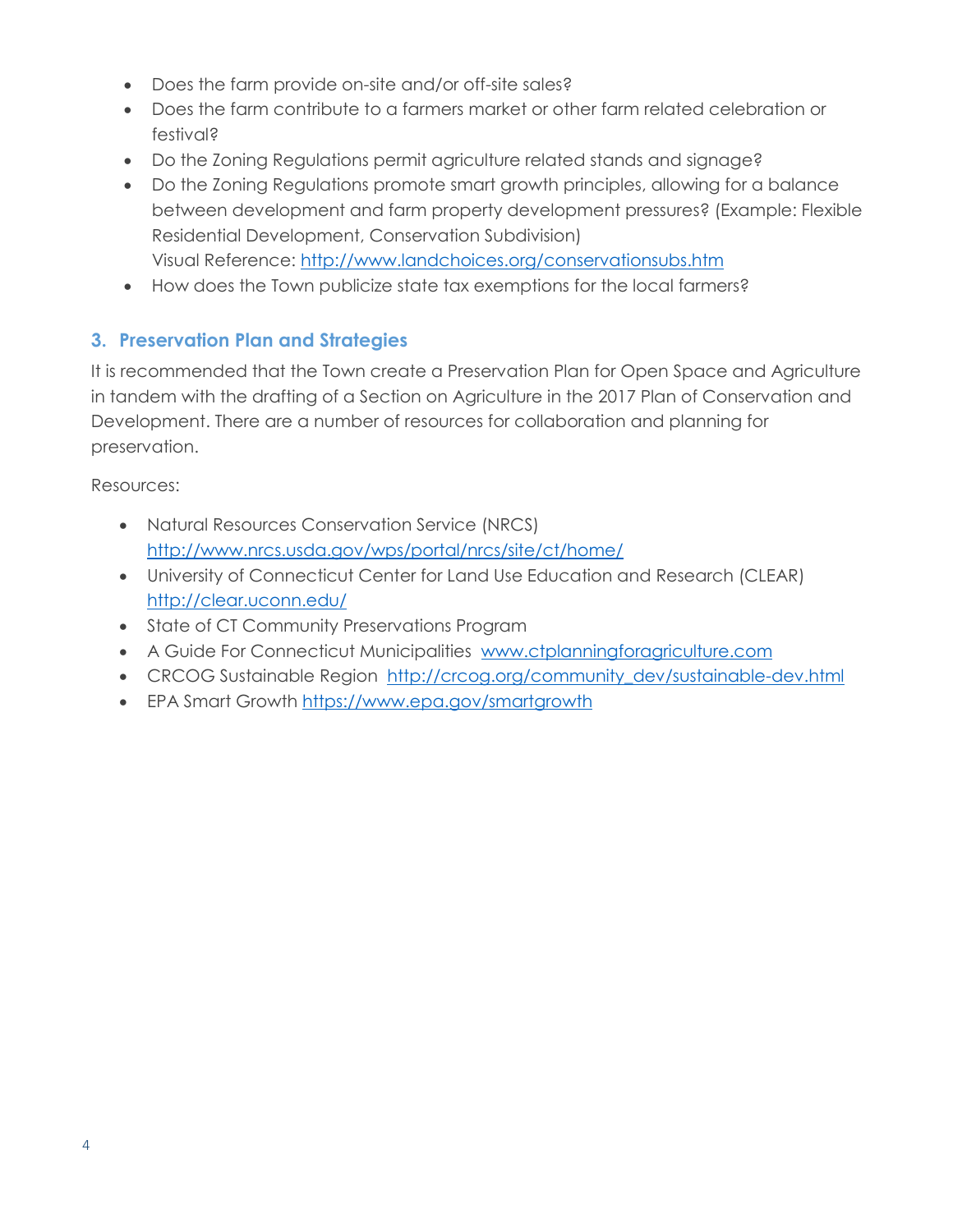- Does the farm provide on-site and/or off-site sales?
- Does the farm contribute to a farmers market or other farm related celebration or festival?
- Do the Zoning Regulations permit agriculture related stands and signage?
- Do the Zoning Regulations promote smart growth principles, allowing for a balance between development and farm property development pressures? (Example: Flexible Residential Development, Conservation Subdivision)
  Visual Reference: http://www.landchoices.org/conservationsubs.htm
- How does the Town publicize state tax exemptions for the local farmers?

## 3. Preservation Plan and Strategies

It is recommended that the Town create a Preservation Plan for Open Space and Agriculture in tandem with the drafting of a Section on Agriculture in the 2017 Plan of Conservation and Development. There are a number of resources for collaboration and planning for preservation.

Resources:

- Natural Resources Conservation Service (NRCS)
  http://www.nrcs.usda.gov/wps/portal/nrcs/site/ct/home/
- University of Connecticut Center for Land Use Education and Research (CLEAR)
  http://clear.uconn.edu/
- State of CT Community Preservations Program
- A Guide For Connecticut Municipalities www.ctplanningforagriculture.com
- CRCOG Sustainable Region http://crcog.org/community_dev/sustainable-dev.html
- EPA Smart Growth https://www.epa.gov/smartgrowth